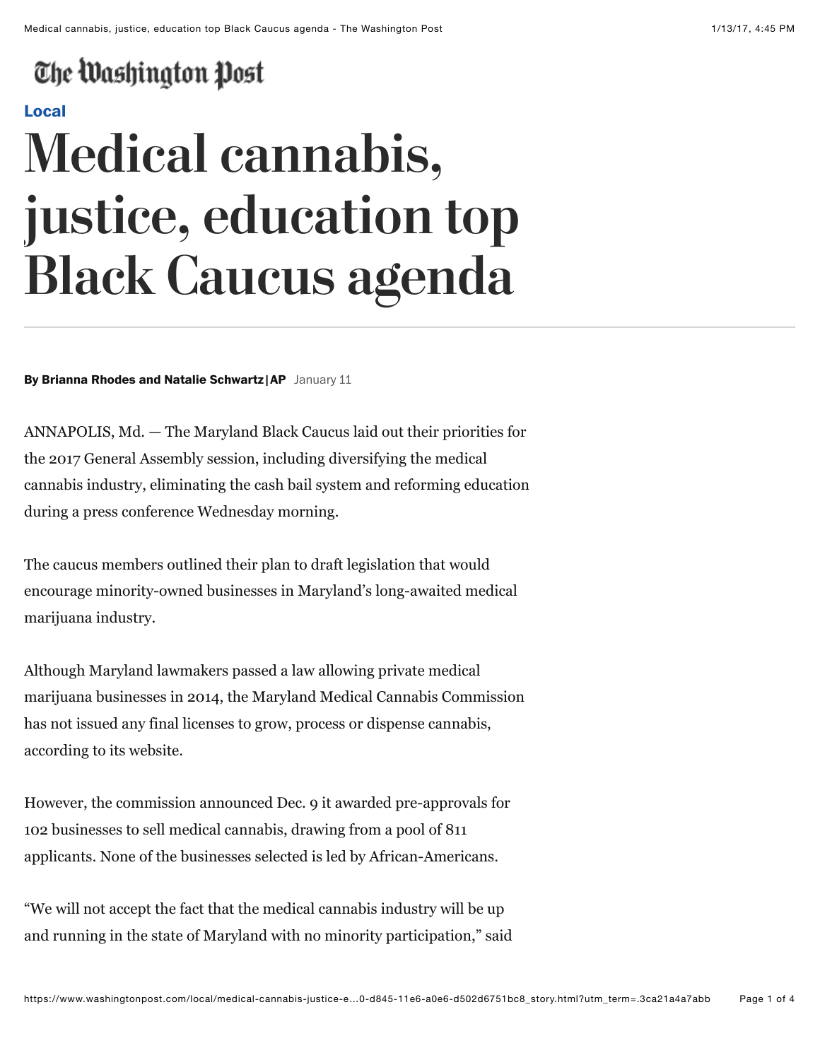The Washington Post

Local

# Medical cannabis, justice, education top Black Caucus agenda

**By Brianna Rhodes and Natalie Schwartz | AP** January 11

ANNAPOLIS, Md. — The Maryland Black Caucus laid out their priorities for the 2017 General Assembly session, including diversifying the medical cannabis industry, eliminating the cash bail system and reforming education during a press conference Wednesday morning.

The caucus members outlined their plan to draft legislation that would encourage minority-owned businesses in Maryland's long-awaited medical marijuana industry.

Although Maryland lawmakers passed a law allowing private medical marijuana businesses in 2014, the Maryland Medical Cannabis Commission has not issued any final licenses to grow, process or dispense cannabis, according to its website.

However, the commission announced Dec. 9 it awarded pre-approvals for 102 businesses to sell medical cannabis, drawing from a pool of 811 applicants. None of the businesses selected is led by African-Americans.

"We will not accept the fact that the medical cannabis industry will be up and running in the state of Maryland with no minority participation," said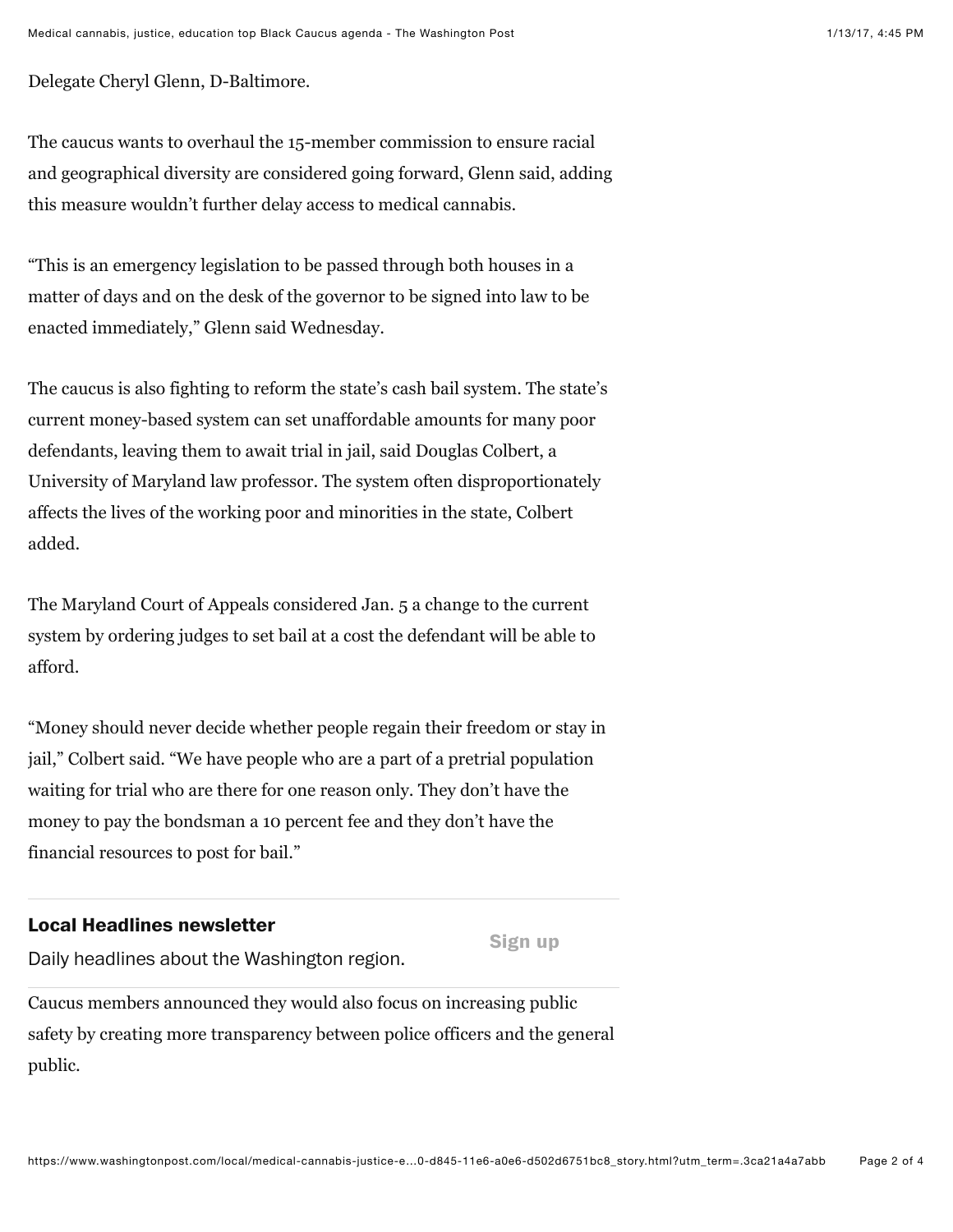Delegate Cheryl Glenn, D-Baltimore.

The caucus wants to overhaul the 15-member commission to ensure racial and geographical diversity are considered going forward, Glenn said, adding this measure wouldn't further delay access to medical cannabis.

"This is an emergency legislation to be passed through both houses in a matter of days and on the desk of the governor to be signed into law to be enacted immediately," Glenn said Wednesday.

The caucus is also fighting to reform the state's cash bail system. The state's current money-based system can set unaffordable amounts for many poor defendants, leaving them to await trial in jail, said Douglas Colbert, a University of Maryland law professor. The system often disproportionately affects the lives of the working poor and minorities in the state, Colbert added.

The Maryland Court of Appeals considered Jan. 5 a change to the current system by ordering judges to set bail at a cost the defendant will be able to afford.

"Money should never decide whether people regain their freedom or stay in jail," Colbert said. "We have people who are a part of a pretrial population waiting for trial who are there for one reason only. They don't have the money to pay the bondsman a 10 percent fee and they don't have the financial resources to post for bail."

**Local Headlines newsletter**

Daily headlines about the Washington region.

Sign up

Caucus members announced they would also focus on increasing public safety by creating more transparency between police officers and the general public.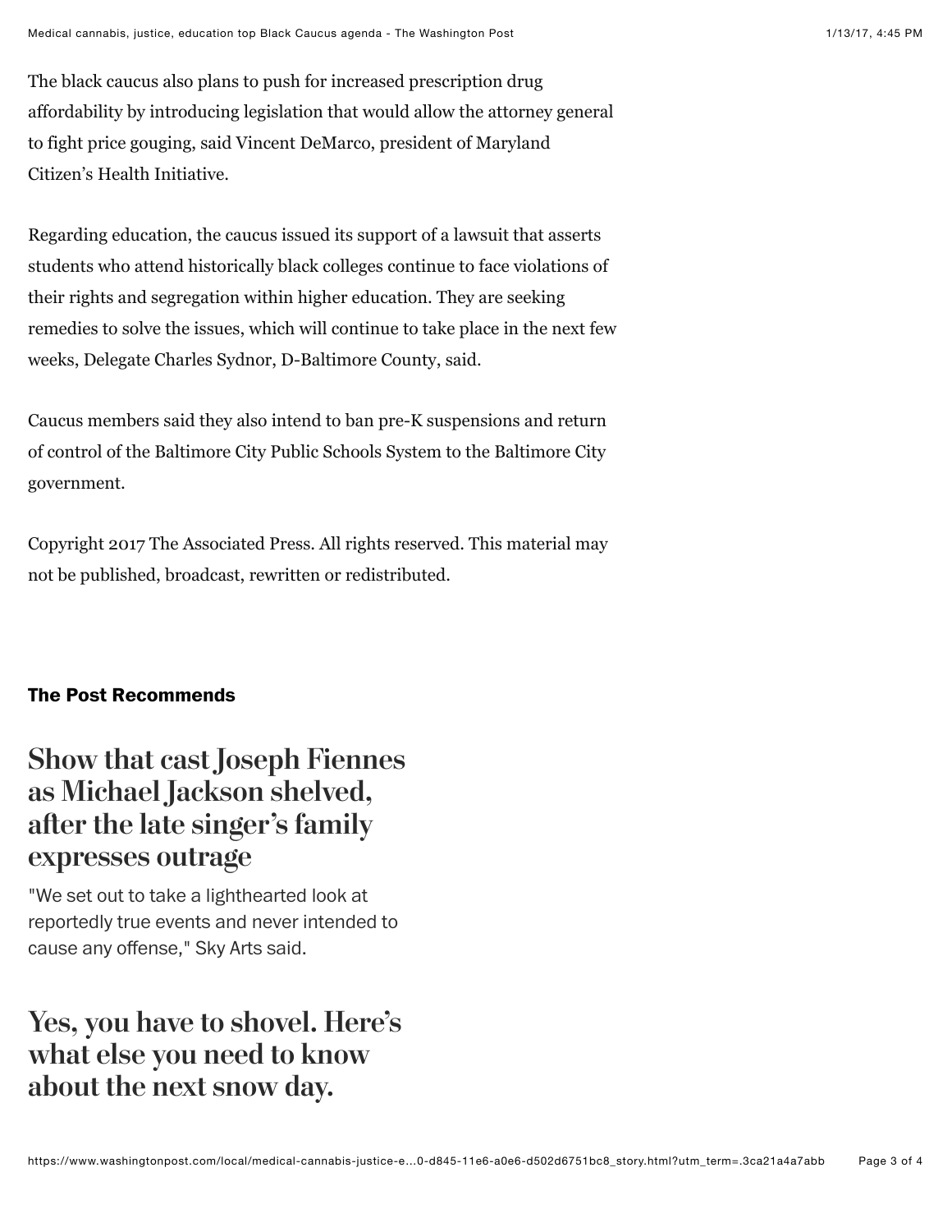The black caucus also plans to push for increased prescription drug affordability by introducing legislation that would allow the attorney general to fight price gouging, said Vincent DeMarco, president of Maryland Citizen's Health Initiative.

Regarding education, the caucus issued its support of a lawsuit that asserts students who attend historically black colleges continue to face violations of their rights and segregation within higher education. They are seeking remedies to solve the issues, which will continue to take place in the next few weeks, Delegate Charles Sydnor, D-Baltimore County, said.

Caucus members said they also intend to ban pre-K suspensions and return of control of the Baltimore City Public Schools System to the Baltimore City government.

Copyright 2017 The Associated Press. All rights reserved. This material may not be published, broadcast, rewritten or redistributed.

**The Post Recommends**

## Show that cast Joseph Fiennes as Michael Jackson shelved, after the late singer's family expresses outrage

"We set out to take a lighthearted look at reportedly true events and never intended to cause any offense," Sky Arts said.

## Yes, you have to shovel. Here's what else you need to know about the next snow day.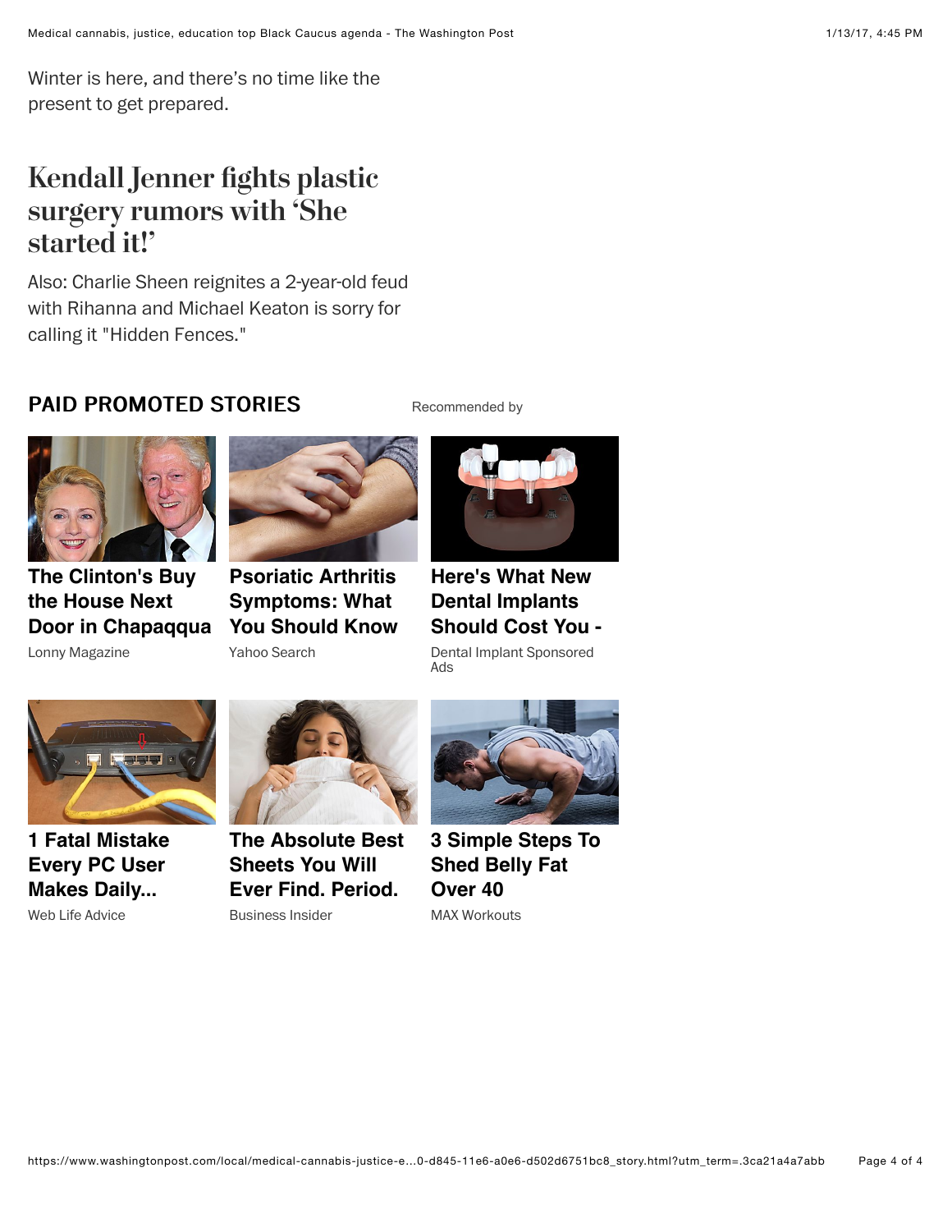Winter is here, and there's no time like the present to get prepared.

## Kendall Jenner fights plastic surgery rumors with 'She started it!'

Also: Charlie Sheen reignites a 2-year-old feud with Rihanna and Michael Keaton is sorry for calling it "Hidden Fences."

### PAID PROMOTED STORIES

Recommended by

**The Clinton's Buy the House Next Door in Chapaqqua**
Lonny Magazine

**Psoriatic Arthritis Symptoms: What You Should Know**
Yahoo Search

**Here's What New Dental Implants Should Cost You -**
Dental Implant Sponsored Ads

**1 Fatal Mistake Every PC User Makes Daily...**
Web Life Advice

**The Absolute Best Sheets You Will Ever Find. Period.**
Business Insider

**3 Simple Steps To Shed Belly Fat Over 40**
MAX Workouts